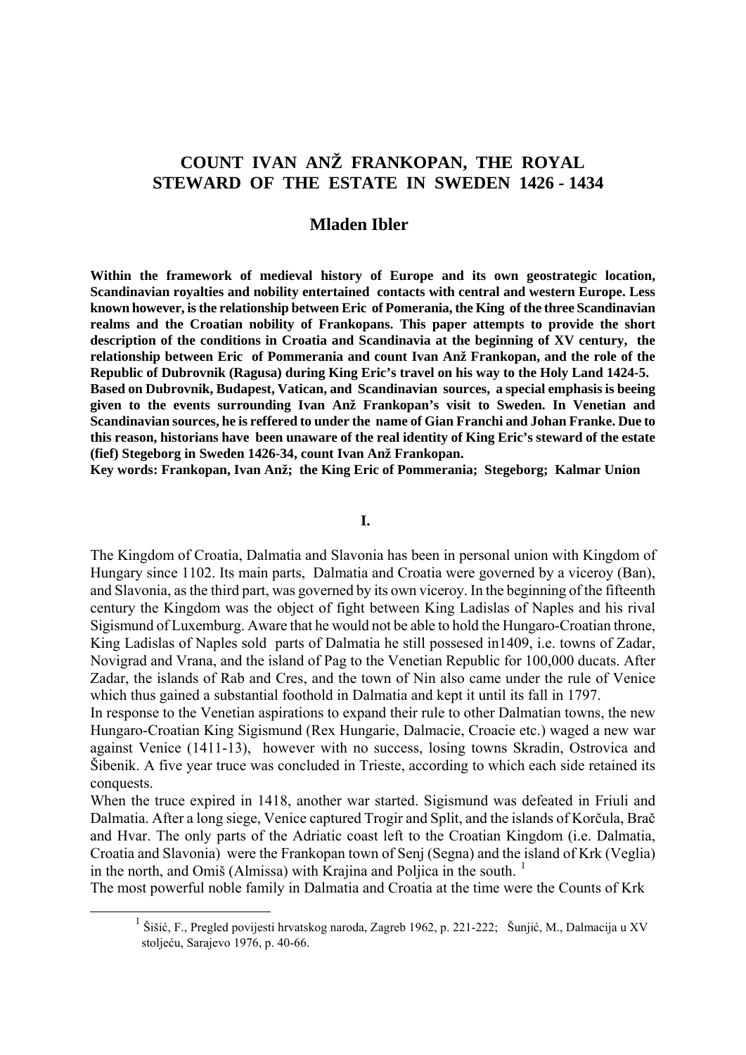# COUNT IVAN ANŽ FRANKOPAN, THE ROYAL STEWARD OF THE ESTATE IN SWEDEN 1426 - 1434

## Mladen Ibler

**Within the framework of medieval history of Europe and its own geostrategic location, Scandinavian royalties and nobility entertained contacts with central and western Europe. Less known however, is the relationship between Eric of Pomerania, the King of the three Scandinavian realms and the Croatian nobility of Frankopans. This paper attempts to provide the short description of the conditions in Croatia and Scandinavia at the beginning of XV century, the relationship between Eric of Pommerania and count Ivan Anž Frankopan, and the role of the Republic of Dubrovnik (Ragusa) during King Eric's travel on his way to the Holy Land 1424-5. Based on Dubrovnik, Budapest, Vatican, and Scandinavian sources, a special emphasis is beeing given to the events surrounding Ivan Anž Frankopan's visit to Sweden. In Venetian and Scandinavian sources, he is reffered to under the name of Gian Franchi and Johan Franke. Due to this reason, historians have been unaware of the real identity of King Eric's steward of the estate (fief) Stegeborg in Sweden 1426-34, count Ivan Anž Frankopan.**

**Key words: Frankopan, Ivan Anž; the King Eric of Pommerania; Stegeborg; Kalmar Union**

### I.

The Kingdom of Croatia, Dalmatia and Slavonia has been in personal union with Kingdom of Hungary since 1102. Its main parts, Dalmatia and Croatia were governed by a viceroy (Ban), and Slavonia, as the third part, was governed by its own viceroy. In the beginning of the fifteenth century the Kingdom was the object of fight between King Ladislas of Naples and his rival Sigismund of Luxemburg. Aware that he would not be able to hold the Hungaro-Croatian throne, King Ladislas of Naples sold parts of Dalmatia he still possesed in1409, i.e. towns of Zadar, Novigrad and Vrana, and the island of Pag to the Venetian Republic for 100,000 ducats. After Zadar, the islands of Rab and Cres, and the town of Nin also came under the rule of Venice which thus gained a substantial foothold in Dalmatia and kept it until its fall in 1797.

In response to the Venetian aspirations to expand their rule to other Dalmatian towns, the new Hungaro-Croatian King Sigismund (Rex Hungarie, Dalmacie, Croacie etc.) waged a new war against Venice (1411-13), however with no success, losing towns Skradin, Ostrovica and Šibenik. A five year truce was concluded in Trieste, according to which each side retained its conquests.

When the truce expired in 1418, another war started. Sigismund was defeated in Friuli and Dalmatia. After a long siege, Venice captured Trogir and Split, and the islands of Korčula, Brač and Hvar. The only parts of the Adriatic coast left to the Croatian Kingdom (i.e. Dalmatia, Croatia and Slavonia) were the Frankopan town of Senj (Segna) and the island of Krk (Veglia) in the north, and Omiš (Almissa) with Krajina and Poljica in the south. [1]

The most powerful noble family in Dalmatia and Croatia at the time were the Counts of Krk

---

[1] Šišić, F., Pregled povijesti hrvatskog naroda, Zagreb 1962, p. 221-222; Šunjić, M., Dalmacija u XV stoljeću, Sarajevo 1976, p. 40-66.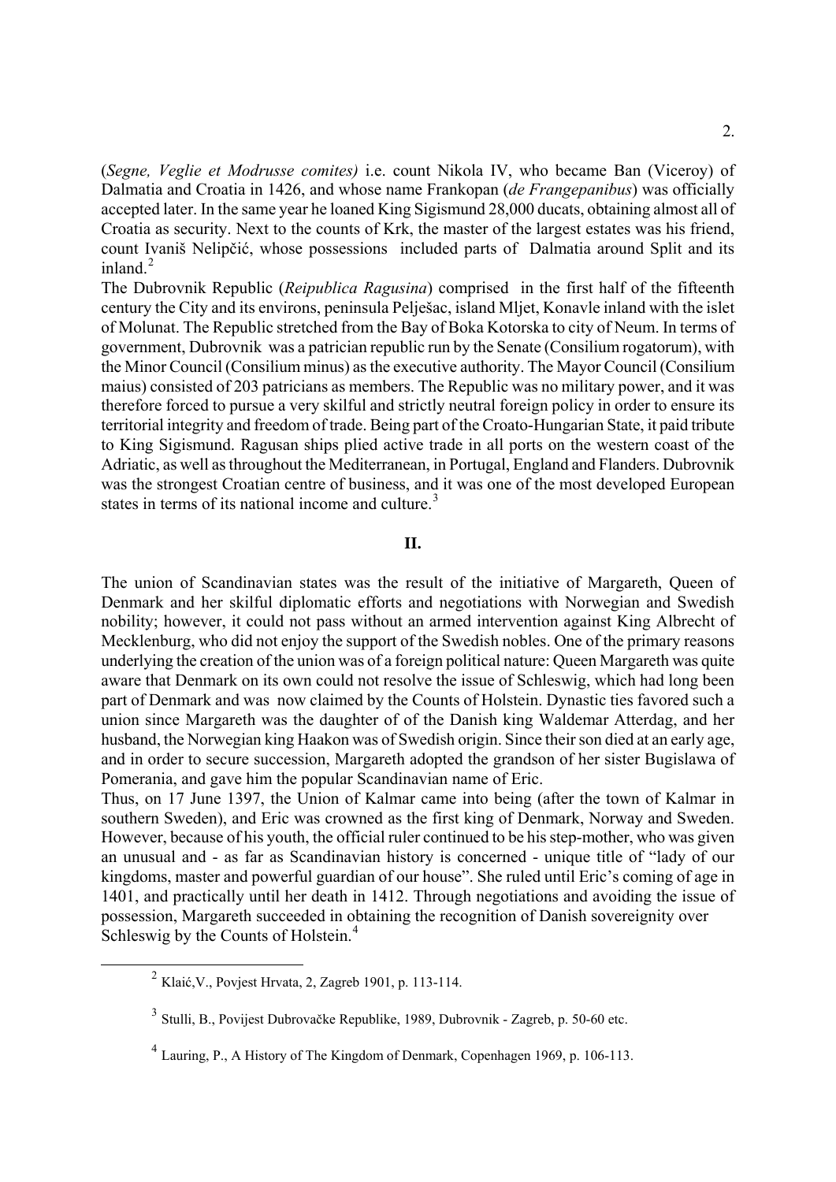(*Segne, Veglie et Modrusse comites)* i.e. count Nikola IV, who became Ban (Viceroy) of Dalmatia and Croatia in 1426, and whose name Frankopan (*de Frangepanibus*) was officially accepted later. In the same year he loaned King Sigismund 28,000 ducats, obtaining almost all of Croatia as security. Next to the counts of Krk, the master of the largest estates was his friend, count Ivaniš Nelipčić, whose possessions included parts of Dalmatia around Split and its inland.[2]

The Dubrovnik Republic (*Reipublica Ragusina*) comprised in the first half of the fifteenth century the City and its environs, peninsula Pelješac, island Mljet, Konavle inland with the islet of Molunat. The Republic stretched from the Bay of Boka Kotorska to city of Neum. In terms of government, Dubrovnik was a patrician republic run by the Senate (Consilium rogatorum), with the Minor Council (Consilium minus) as the executive authority. The Mayor Council (Consilium maius) consisted of 203 patricians as members. The Republic was no military power, and it was therefore forced to pursue a very skilful and strictly neutral foreign policy in order to ensure its territorial integrity and freedom of trade. Being part of the Croato-Hungarian State, it paid tribute to King Sigismund. Ragusan ships plied active trade in all ports on the western coast of the Adriatic, as well as throughout the Mediterranean, in Portugal, England and Flanders. Dubrovnik was the strongest Croatian centre of business, and it was one of the most developed European states in terms of its national income and culture.[3]

## II.

The union of Scandinavian states was the result of the initiative of Margareth, Queen of Denmark and her skilful diplomatic efforts and negotiations with Norwegian and Swedish nobility; however, it could not pass without an armed intervention against King Albrecht of Mecklenburg, who did not enjoy the support of the Swedish nobles. One of the primary reasons underlying the creation of the union was of a foreign political nature: Queen Margareth was quite aware that Denmark on its own could not resolve the issue of Schleswig, which had long been part of Denmark and was now claimed by the Counts of Holstein. Dynastic ties favored such a union since Margareth was the daughter of of the Danish king Waldemar Atterdag, and her husband, the Norwegian king Haakon was of Swedish origin. Since their son died at an early age, and in order to secure succession, Margareth adopted the grandson of her sister Bugislawa of Pomerania, and gave him the popular Scandinavian name of Eric.

Thus, on 17 June 1397, the Union of Kalmar came into being (after the town of Kalmar in southern Sweden), and Eric was crowned as the first king of Denmark, Norway and Sweden. However, because of his youth, the official ruler continued to be his step-mother, who was given an unusual and - as far as Scandinavian history is concerned - unique title of "lady of our kingdoms, master and powerful guardian of our house". She ruled until Eric's coming of age in 1401, and practically until her death in 1412. Through negotiations and avoiding the issue of possession, Margareth succeeded in obtaining the recognition of Danish sovereignty over Schleswig by the Counts of Holstein.[4]

---

[2] Klaić,V., Povjest Hrvata, 2, Zagreb 1901, p. 113-114.

[3] Stulli, B., Povijest Dubrovačke Republike, 1989, Dubrovnik - Zagreb, p. 50-60 etc.

[4] Lauring, P., A History of The Kingdom of Denmark, Copenhagen 1969, p. 106-113.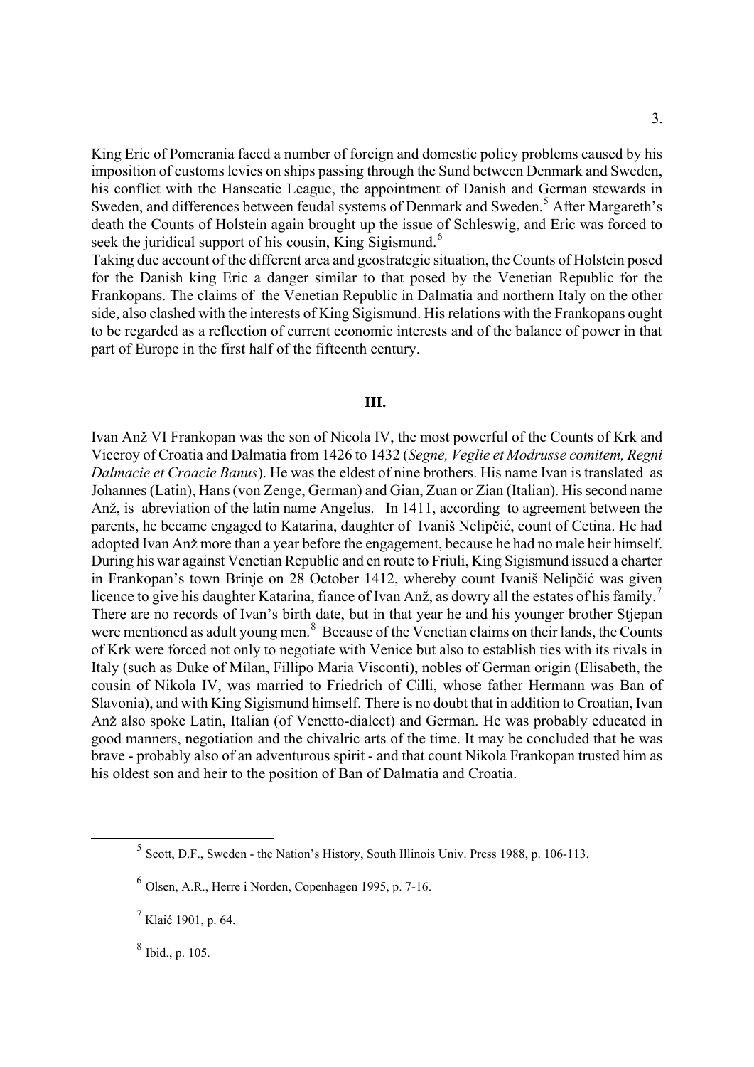King Eric of Pomerania faced a number of foreign and domestic policy problems caused by his imposition of customs levies on ships passing through the Sund between Denmark and Sweden, his conflict with the Hanseatic League, the appointment of Danish and German stewards in Sweden, and differences between feudal systems of Denmark and Sweden.[5] After Margareth's death the Counts of Holstein again brought up the issue of Schleswig, and Eric was forced to seek the juridical support of his cousin, King Sigismund.[6]

Taking due account of the different area and geostrategic situation, the Counts of Holstein posed for the Danish king Eric a danger similar to that posed by the Venetian Republic for the Frankopans. The claims of the Venetian Republic in Dalmatia and northern Italy on the other side, also clashed with the interests of King Sigismund. His relations with the Frankopans ought to be regarded as a reflection of current economic interests and of the balance of power in that part of Europe in the first half of the fifteenth century.

## III.

Ivan Anž VI Frankopan was the son of Nicola IV, the most powerful of the Counts of Krk and Viceroy of Croatia and Dalmatia from 1426 to 1432 (*Segne, Veglie et Modrusse comitem, Regni Dalmacie et Croacie Banus*). He was the eldest of nine brothers. His name Ivan is translated as Johannes (Latin), Hans (von Zenge, German) and Gian, Zuan or Zian (Italian). His second name Anž, is abreviation of the latin name Angelus. In 1411, according to agreement between the parents, he became engaged to Katarina, daughter of Ivaniš Nelipčić, count of Cetina. He had adopted Ivan Anž more than a year before the engagement, because he had no male heir himself. During his war against Venetian Republic and en route to Friuli, King Sigismund issued a charter in Frankopan's town Brinje on 28 October 1412, whereby count Ivaniš Nelipčić was given licence to give his daughter Katarina, fiance of Ivan Anž, as dowry all the estates of his family.[7] There are no records of Ivan's birth date, but in that year he and his younger brother Stjepan were mentioned as adult young men.[8] Because of the Venetian claims on their lands, the Counts of Krk were forced not only to negotiate with Venice but also to establish ties with its rivals in Italy (such as Duke of Milan, Fillipo Maria Visconti), nobles of German origin (Elisabeth, the cousin of Nikola IV, was married to Friedrich of Cilli, whose father Hermann was Ban of Slavonia), and with King Sigismund himself. There is no doubt that in addition to Croatian, Ivan Anž also spoke Latin, Italian (of Venetto-dialect) and German. He was probably educated in good manners, negotiation and the chivalric arts of the time. It may be concluded that he was brave - probably also of an adventurous spirit - and that count Nikola Frankopan trusted him as his oldest son and heir to the position of Ban of Dalmatia and Croatia.

[5] Scott, D.F., Sweden - the Nation's History, South Illinois Univ. Press 1988, p. 106-113.

[6] Olsen, A.R., Herre i Norden, Copenhagen 1995, p. 7-16.

[7] Klaić 1901, p. 64.

[8] Ibid., p. 105.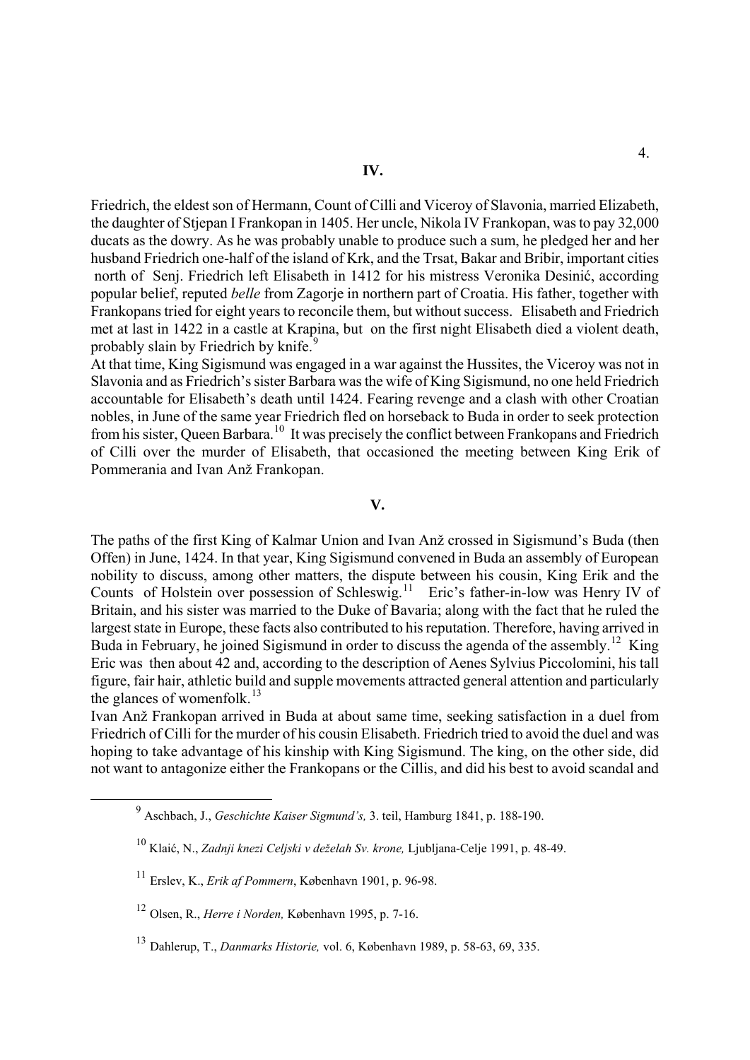## IV.

Friedrich, the eldest son of Hermann, Count of Cilli and Viceroy of Slavonia, married Elizabeth, the daughter of Stjepan I Frankopan in 1405. Her uncle, Nikola IV Frankopan, was to pay 32,000 ducats as the dowry. As he was probably unable to produce such a sum, he pledged her and her husband Friedrich one-half of the island of Krk, and the Trsat, Bakar and Bribir, important cities north of Senj. Friedrich left Elisabeth in 1412 for his mistress Veronika Desinić, according popular belief, reputed *belle* from Zagorje in northern part of Croatia. His father, together with Frankopans tried for eight years to reconcile them, but without success. Elisabeth and Friedrich met at last in 1422 in a castle at Krapina, but on the first night Elisabeth died a violent death, probably slain by Friedrich by knife.[9]

At that time, King Sigismund was engaged in a war against the Hussites, the Viceroy was not in Slavonia and as Friedrich's sister Barbara was the wife of King Sigismund, no one held Friedrich accountable for Elisabeth's death until 1424. Fearing revenge and a clash with other Croatian nobles, in June of the same year Friedrich fled on horseback to Buda in order to seek protection from his sister, Queen Barbara.[10] It was precisely the conflict between Frankopans and Friedrich of Cilli over the murder of Elisabeth, that occasioned the meeting between King Erik of Pommerania and Ivan Anž Frankopan.

## V.

The paths of the first King of Kalmar Union and Ivan Anž crossed in Sigismund's Buda (then Offen) in June, 1424. In that year, King Sigismund convened in Buda an assembly of European nobility to discuss, among other matters, the dispute between his cousin, King Erik and the Counts of Holstein over possession of Schleswig.[11] Eric's father-in-low was Henry IV of Britain, and his sister was married to the Duke of Bavaria; along with the fact that he ruled the largest state in Europe, these facts also contributed to his reputation. Therefore, having arrived in Buda in February, he joined Sigismund in order to discuss the agenda of the assembly.[12] King Eric was then about 42 and, according to the description of Aenes Sylvius Piccolomini, his tall figure, fair hair, athletic build and supple movements attracted general attention and particularly the glances of womenfolk.[13]

Ivan Anž Frankopan arrived in Buda at about same time, seeking satisfaction in a duel from Friedrich of Cilli for the murder of his cousin Elisabeth. Friedrich tried to avoid the duel and was hoping to take advantage of his kinship with King Sigismund. The king, on the other side, did not want to antagonize either the Frankopans or the Cillis, and did his best to avoid scandal and

---

[9] Aschbach, J., *Geschichte Kaiser Sigmund's,* 3. teil, Hamburg 1841, p. 188-190.

[10] Klaić, N., *Zadnji knezi Celjski v deželah Sv. krone,* Ljubljana-Celje 1991, p. 48-49.

[11] Erslev, K., *Erik af Pommern*, København 1901, p. 96-98.

[12] Olsen, R., *Herre i Norden,* København 1995, p. 7-16.

[13] Dahlerup, T., *Danmarks Historie,* vol. 6, København 1989, p. 58-63, 69, 335.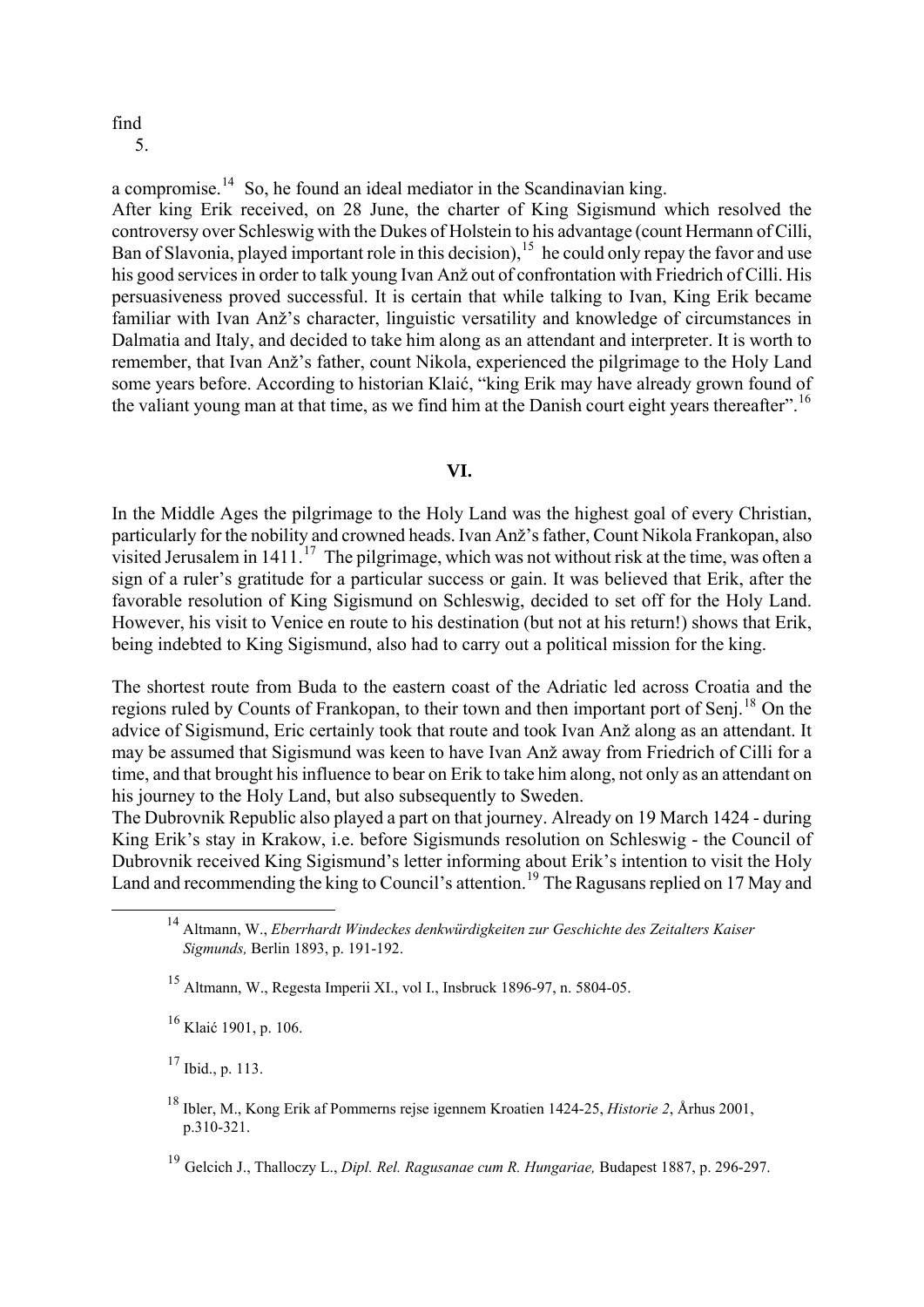find

a compromise.[14] So, he found an ideal mediator in the Scandinavian king.

After king Erik received, on 28 June, the charter of King Sigismund which resolved the controversy over Schleswig with the Dukes of Holstein to his advantage (count Hermann of Cilli, Ban of Slavonia, played important role in this decision),[15] he could only repay the favor and use his good services in order to talk young Ivan Anž out of confrontation with Friedrich of Cilli. His persuasiveness proved successful. It is certain that while talking to Ivan, King Erik became familiar with Ivan Anž's character, linguistic versatility and knowledge of circumstances in Dalmatia and Italy, and decided to take him along as an attendant and interpreter. It is worth to remember, that Ivan Anž's father, count Nikola, experienced the pilgrimage to the Holy Land some years before. According to historian Klaić, "king Erik may have already grown found of the valiant young man at that time, as we find him at the Danish court eight years thereafter".[16]

## VI.

In the Middle Ages the pilgrimage to the Holy Land was the highest goal of every Christian, particularly for the nobility and crowned heads. Ivan Anž's father, Count Nikola Frankopan, also visited Jerusalem in 1411.[17] The pilgrimage, which was not without risk at the time, was often a sign of a ruler's gratitude for a particular success or gain. It was believed that Erik, after the favorable resolution of King Sigismund on Schleswig, decided to set off for the Holy Land. However, his visit to Venice en route to his destination (but not at his return!) shows that Erik, being indebted to King Sigismund, also had to carry out a political mission for the king.

The shortest route from Buda to the eastern coast of the Adriatic led across Croatia and the regions ruled by Counts of Frankopan, to their town and then important port of Senj.[18] On the advice of Sigismund, Eric certainly took that route and took Ivan Anž along as an attendant. It may be assumed that Sigismund was keen to have Ivan Anž away from Friedrich of Cilli for a time, and that brought his influence to bear on Erik to take him along, not only as an attendant on his journey to the Holy Land, but also subsequently to Sweden.

The Dubrovnik Republic also played a part on that journey. Already on 19 March 1424 - during King Erik's stay in Krakow, i.e. before Sigismunds resolution on Schleswig - the Council of Dubrovnik received King Sigismund's letter informing about Erik's intention to visit the Holy Land and recommending the king to Council's attention.[19] The Ragusans replied on 17 May and

---

[14] Altmann, W., *Eberrhardt Windeckes denkwürdigkeiten zur Geschichte des Zeitalters Kaiser Sigmunds,* Berlin 1893, p. 191-192.

[15] Altmann, W., Regesta Imperii XI., vol I., Insbruck 1896-97, n. 5804-05.

[16] Klaić 1901, p. 106.

[17] Ibid., p. 113.

[18] Ibler, M., Kong Erik af Pommerns rejse igennem Kroatien 1424-25, *Historie 2*, Århus 2001, p.310-321.

[19] Gelcich J., Thalloczy L., *Dipl. Rel. Ragusanae cum R. Hungariae,* Budapest 1887, p. 296-297.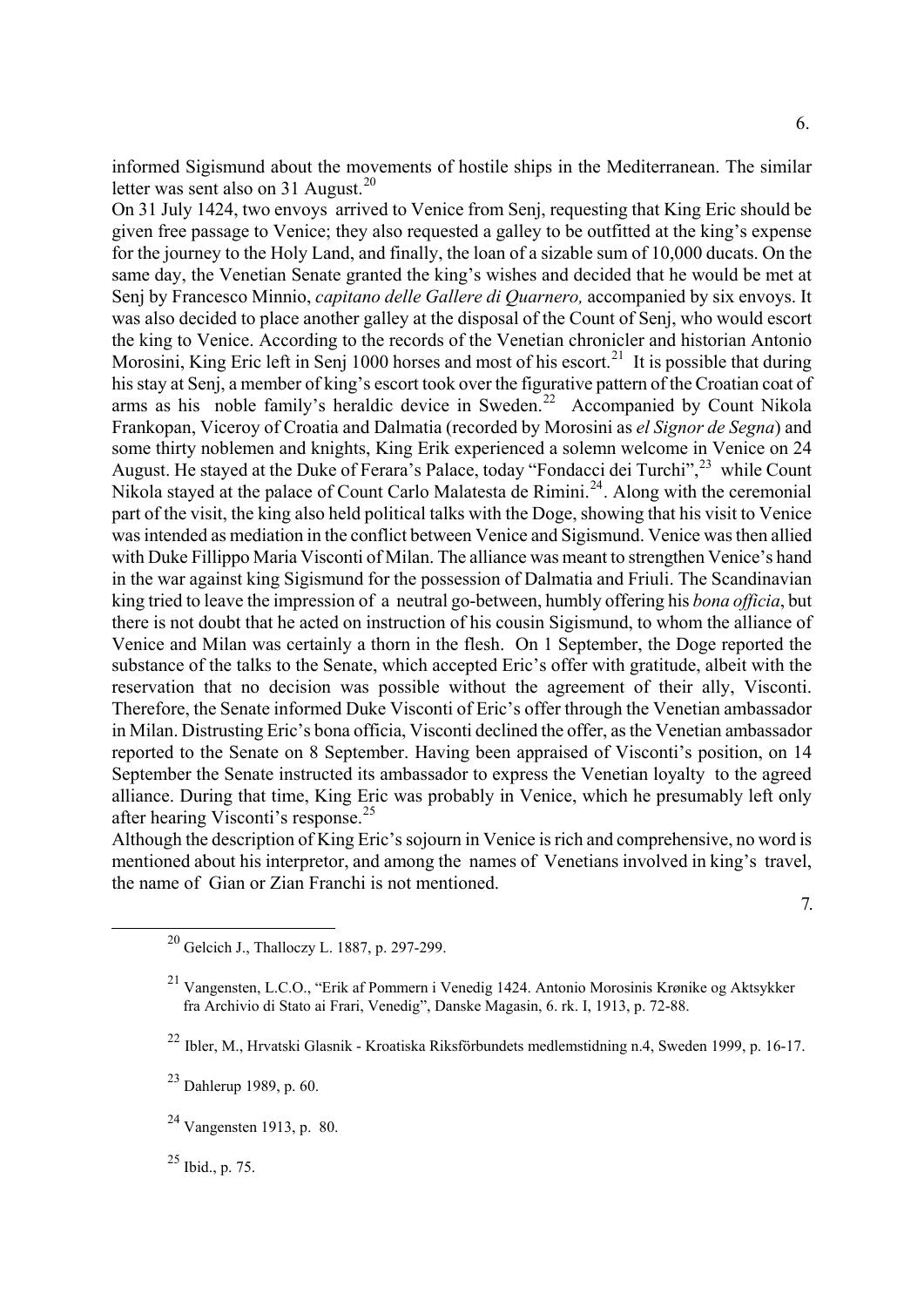informed Sigismund about the movements of hostile ships in the Mediterranean. The similar letter was sent also on 31 August.[20]

On 31 July 1424, two envoys arrived to Venice from Senj, requesting that King Eric should be given free passage to Venice; they also requested a galley to be outfitted at the king's expense for the journey to the Holy Land, and finally, the loan of a sizable sum of 10,000 ducats. On the same day, the Venetian Senate granted the king's wishes and decided that he would be met at Senj by Francesco Minnio, *capitano delle Gallere di Quarnero,* accompanied by six envoys. It was also decided to place another galley at the disposal of the Count of Senj, who would escort the king to Venice. According to the records of the Venetian chronicler and historian Antonio Morosini, King Eric left in Senj 1000 horses and most of his escort.[21] It is possible that during his stay at Senj, a member of king's escort took over the figurative pattern of the Croatian coat of arms as his noble family's heraldic device in Sweden.[22] Accompanied by Count Nikola Frankopan, Viceroy of Croatia and Dalmatia (recorded by Morosini as *el Signor de Segna*) and some thirty noblemen and knights, King Erik experienced a solemn welcome in Venice on 24 August. He stayed at the Duke of Ferara's Palace, today "Fondacci dei Turchi",[23] while Count Nikola stayed at the palace of Count Carlo Malatesta de Rimini.[24]. Along with the ceremonial part of the visit, the king also held political talks with the Doge, showing that his visit to Venice was intended as mediation in the conflict between Venice and Sigismund. Venice was then allied with Duke Fillippo Maria Visconti of Milan. The alliance was meant to strengthen Venice's hand in the war against king Sigismund for the possession of Dalmatia and Friuli. The Scandinavian king tried to leave the impression of a neutral go-between, humbly offering his *bona officia*, but there is not doubt that he acted on instruction of his cousin Sigismund, to whom the alliance of Venice and Milan was certainly a thorn in the flesh. On 1 September, the Doge reported the substance of the talks to the Senate, which accepted Eric's offer with gratitude, albeit with the reservation that no decision was possible without the agreement of their ally, Visconti. Therefore, the Senate informed Duke Visconti of Eric's offer through the Venetian ambassador in Milan. Distrusting Eric's bona officia, Visconti declined the offer, as the Venetian ambassador reported to the Senate on 8 September. Having been appraised of Visconti's position, on 14 September the Senate instructed its ambassador to express the Venetian loyalty to the agreed alliance. During that time, King Eric was probably in Venice, which he presumably left only after hearing Visconti's response.[25]

Although the description of King Eric's sojourn in Venice is rich and comprehensive, no word is mentioned about his interpretor, and among the names of Venetians involved in king's travel, the name of Gian or Zian Franchi is not mentioned.

7.

---

[20] Gelcich J., Thalloczy L. 1887, p. 297-299.

[21] Vangensten, L.C.O., "Erik af Pommern i Venedig 1424. Antonio Morosinis Krønike og Aktsykker fra Archivio di Stato ai Frari, Venedig", Danske Magasin, 6. rk. I, 1913, p. 72-88.

[22] Ibler, M., Hrvatski Glasnik - Kroatiska Riksförbundets medlemstidning n.4, Sweden 1999, p. 16-17.

[23] Dahlerup 1989, p. 60.

[24] Vangensten 1913, p. 80.

[25] Ibid., p. 75.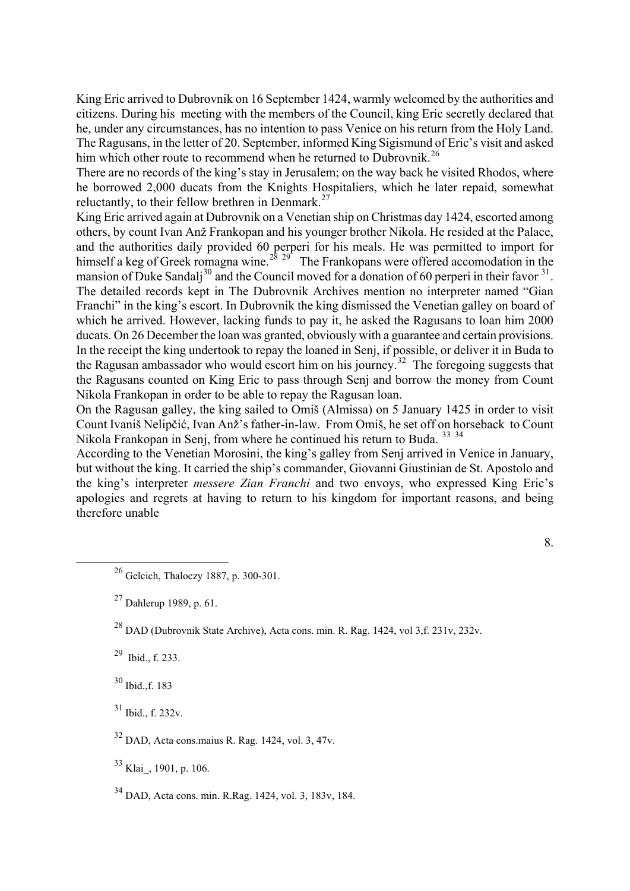King Eric arrived to Dubrovnik on 16 September 1424, warmly welcomed by the authorities and citizens. During his meeting with the members of the Council, king Eric secretly declared that he, under any circumstances, has no intention to pass Venice on his return from the Holy Land. The Ragusans, in the letter of 20. September, informed King Sigismund of Eric's visit and asked him which other route to recommend when he returned to Dubrovnik.[26]

There are no records of the king's stay in Jerusalem; on the way back he visited Rhodos, where he borrowed 2,000 ducats from the Knights Hospitaliers, which he later repaid, somewhat reluctantly, to their fellow brethren in Denmark.[27]

King Eric arrived again at Dubrovnik on a Venetian ship on Christmas day 1424, escorted among others, by count Ivan Anž Frankopan and his younger brother Nikola. He resided at the Palace, and the authorities daily provided 60 perperi for his meals. He was permitted to import for himself a keg of Greek romagna wine.[28] [29] The Frankopans were offered accomodation in the mansion of Duke Sandalj[30] and the Council moved for a donation of 60 perperi in their favor [31]. The detailed records kept in The Dubrovnik Archives mention no interpreter named "Gian Franchi" in the king's escort. In Dubrovnik the king dismissed the Venetian galley on board of which he arrived. However, lacking funds to pay it, he asked the Ragusans to loan him 2000 ducats. On 26 December the loan was granted, obviously with a guarantee and certain provisions. In the receipt the king undertook to repay the loaned in Senj, if possible, or deliver it in Buda to the Ragusan ambassador who would escort him on his journey.[32] The foregoing suggests that the Ragusans counted on King Eric to pass through Senj and borrow the money from Count Nikola Frankopan in order to be able to repay the Ragusan loan.

On the Ragusan galley, the king sailed to Omiš (Almissa) on 5 January 1425 in order to visit Count Ivaniš Nelipčić, Ivan Anž's father-in-law. From Omiš, he set off on horseback to Count Nikola Frankopan in Senj, from where he continued his return to Buda. [33] [34]

According to the Venetian Morosini, the king's galley from Senj arrived in Venice in January, but without the king. It carried the ship's commander, Giovanni Giustinian de St. Apostolo and the king's interpreter *messere Zian Franchi* and two envoys, who expressed King Eric's apologies and regrets at having to return to his kingdom for important reasons, and being therefore unable

---

[26] Gelcich, Thaloczy 1887, p. 300-301.

[27] Dahlerup 1989, p. 61.

[28] DAD (Dubrovnik State Archive), Acta cons. min. R. Rag. 1424, vol 3,f. 231v, 232v.

[29] Ibid., f. 233.

[30] Ibid.,f. 183

[31] Ibid., f. 232v.

[32] DAD, Acta cons.maius R. Rag. 1424, vol. 3, 47v.

[33] Klai_, 1901, p. 106.

[34] DAD, Acta cons. min. R.Rag. 1424, vol. 3, 183v, 184.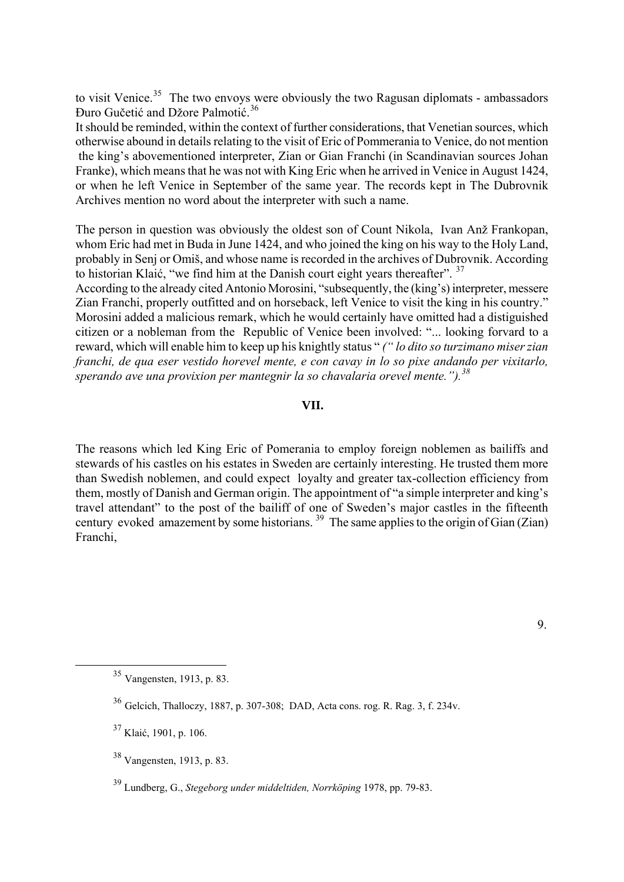to visit Venice.[35] The two envoys were obviously the two Ragusan diplomats - ambassadors Đuro Gučetić and Džore Palmotić.[36]

It should be reminded, within the context of further considerations, that Venetian sources, which otherwise abound in details relating to the visit of Eric of Pommerania to Venice, do not mention the king's abovementioned interpreter, Zian or Gian Franchi (in Scandinavian sources Johan Franke), which means that he was not with King Eric when he arrived in Venice in August 1424, or when he left Venice in September of the same year. The records kept in The Dubrovnik Archives mention no word about the interpreter with such a name.

The person in question was obviously the oldest son of Count Nikola, Ivan Anž Frankopan, whom Eric had met in Buda in June 1424, and who joined the king on his way to the Holy Land, probably in Senj or Omiš, and whose name is recorded in the archives of Dubrovnik. According to historian Klaić, "we find him at the Danish court eight years thereafter".[37]

According to the already cited Antonio Morosini, "subsequently, the (king's) interpreter, messere Zian Franchi, properly outfitted and on horseback, left Venice to visit the king in his country." Morosini added a malicious remark, which he would certainly have omitted had a distiguished citizen or a nobleman from the Republic of Venice been involved: "... looking forvard to a reward, which will enable him to keep up his knightly status " *(" lo dito so turzimano miser zian franchi, de qua eser vestido horevel mente, e con cavay in lo so pixe andando per vixitarlo, sperando ave una provixion per mantegnir la so chavalaria orevel mente.").*[38]

## VII.

The reasons which led King Eric of Pomerania to employ foreign noblemen as bailiffs and stewards of his castles on his estates in Sweden are certainly interesting. He trusted them more than Swedish noblemen, and could expect loyalty and greater tax-collection efficiency from them, mostly of Danish and German origin. The appointment of "a simple interpreter and king's travel attendant" to the post of the bailiff of one of Sweden's major castles in the fifteenth century evoked amazement by some historians.[39] The same applies to the origin of Gian (Zian) Franchi,

---

[35] Vangensten, 1913, p. 83.

[36] Gelcich, Thalloczy, 1887, p. 307-308; DAD, Acta cons. rog. R. Rag. 3, f. 234v.

[37] Klaić, 1901, p. 106.

[38] Vangensten, 1913, p. 83.

[39] Lundberg, G., *Stegeborg under middeltiden, Norrköping* 1978, pp. 79-83.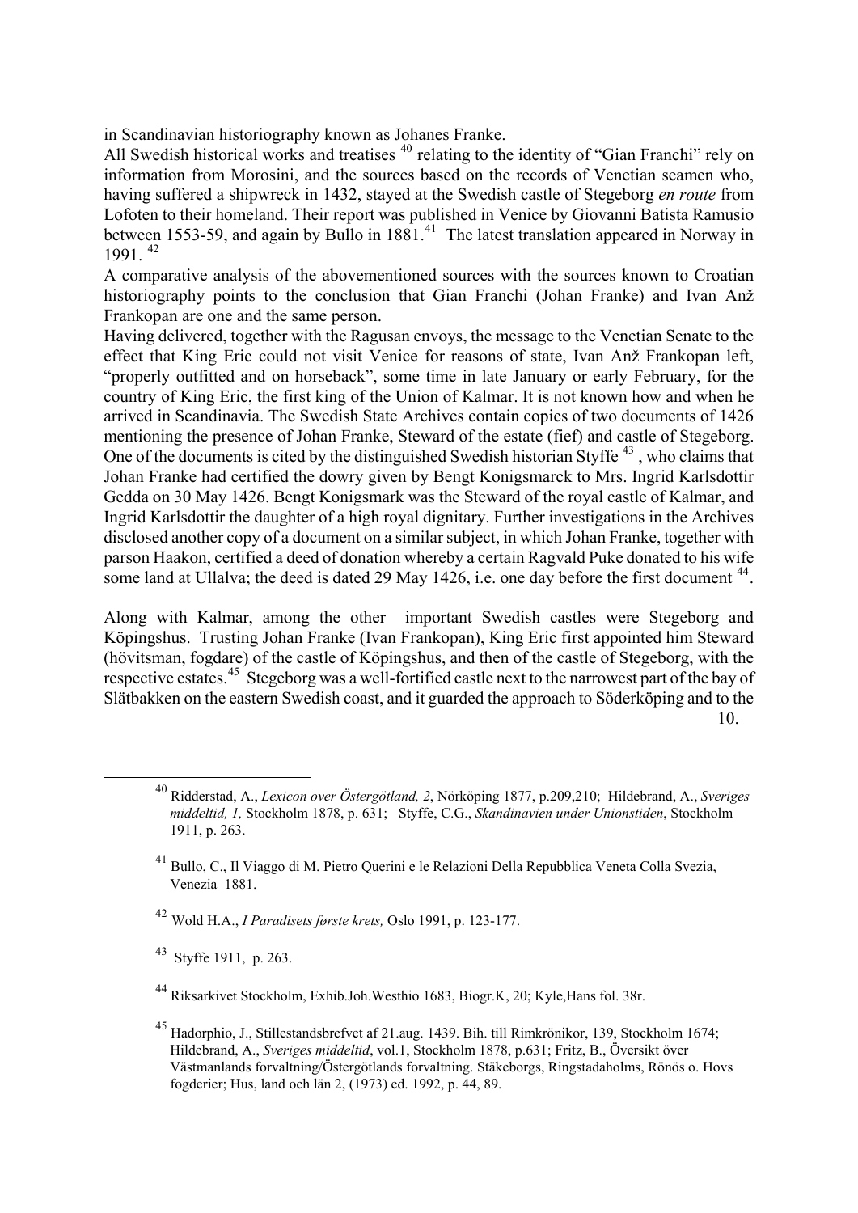in Scandinavian historiography known as Johanes Franke.

All Swedish historical works and treatises [40] relating to the identity of "Gian Franchi" rely on information from Morosini, and the sources based on the records of Venetian seamen who, having suffered a shipwreck in 1432, stayed at the Swedish castle of Stegeborg *en route* from Lofoten to their homeland. Their report was published in Venice by Giovanni Batista Ramusio between 1553-59, and again by Bullo in 1881.[41] The latest translation appeared in Norway in 1991. [42]

A comparative analysis of the abovementioned sources with the sources known to Croatian historiography points to the conclusion that Gian Franchi (Johan Franke) and Ivan Anž Frankopan are one and the same person.

Having delivered, together with the Ragusan envoys, the message to the Venetian Senate to the effect that King Eric could not visit Venice for reasons of state, Ivan Anž Frankopan left, "properly outfitted and on horseback", some time in late January or early February, for the country of King Eric, the first king of the Union of Kalmar. It is not known how and when he arrived in Scandinavia. The Swedish State Archives contain copies of two documents of 1426 mentioning the presence of Johan Franke, Steward of the estate (fief) and castle of Stegeborg. One of the documents is cited by the distinguished Swedish historian Styffe [43] , who claims that Johan Franke had certified the dowry given by Bengt Konigsmarck to Mrs. Ingrid Karlsdottir Gedda on 30 May 1426. Bengt Konigsmark was the Steward of the royal castle of Kalmar, and Ingrid Karlsdottir the daughter of a high royal dignitary. Further investigations in the Archives disclosed another copy of a document on a similar subject, in which Johan Franke, together with parson Haakon, certified a deed of donation whereby a certain Ragvald Puke donated to his wife some land at Ullalva; the deed is dated 29 May 1426, i.e. one day before the first document [44].

Along with Kalmar, among the other important Swedish castles were Stegeborg and Köpingshus. Trusting Johan Franke (Ivan Frankopan), King Eric first appointed him Steward (hövitsman, fogdare) of the castle of Köpingshus, and then of the castle of Stegeborg, with the respective estates.[45] Stegeborg was a well-fortified castle next to the narrowest part of the bay of Slätbakken on the eastern Swedish coast, and it guarded the approach to Söderköping and to the

---

[40] Ridderstad, A., *Lexicon over Östergötland, 2*, Nörköping 1877, p.209,210; Hildebrand, A., *Sveriges middeltid, 1,* Stockholm 1878, p. 631; Styffe, C.G., *Skandinavien under Unionstiden*, Stockholm 1911, p. 263.

[41] Bullo, C., Il Viaggo di M. Pietro Querini e le Relazioni Della Repubblica Veneta Colla Svezia, Venezia 1881.

[42] Wold H.A., *I Paradisets første krets,* Oslo 1991, p. 123-177.

[43] Styffe 1911, p. 263.

[44] Riksarkivet Stockholm, Exhib.Joh.Westhio 1683, Biogr.K, 20; Kyle,Hans fol. 38r.

[45] Hadorphio, J., Stillestandsbrefvet af 21.aug. 1439. Bih. till Rimkrönikor, 139, Stockholm 1674; Hildebrand, A., *Sveriges middeltid*, vol.1, Stockholm 1878, p.631; Fritz, B., Översikt över Västmanlands forvaltning/Östergötlands forvaltning. Stäkeborgs, Ringstadaholms, Rönös o. Hovs fogderier; Hus, land och län 2, (1973) ed. 1992, p. 44, 89.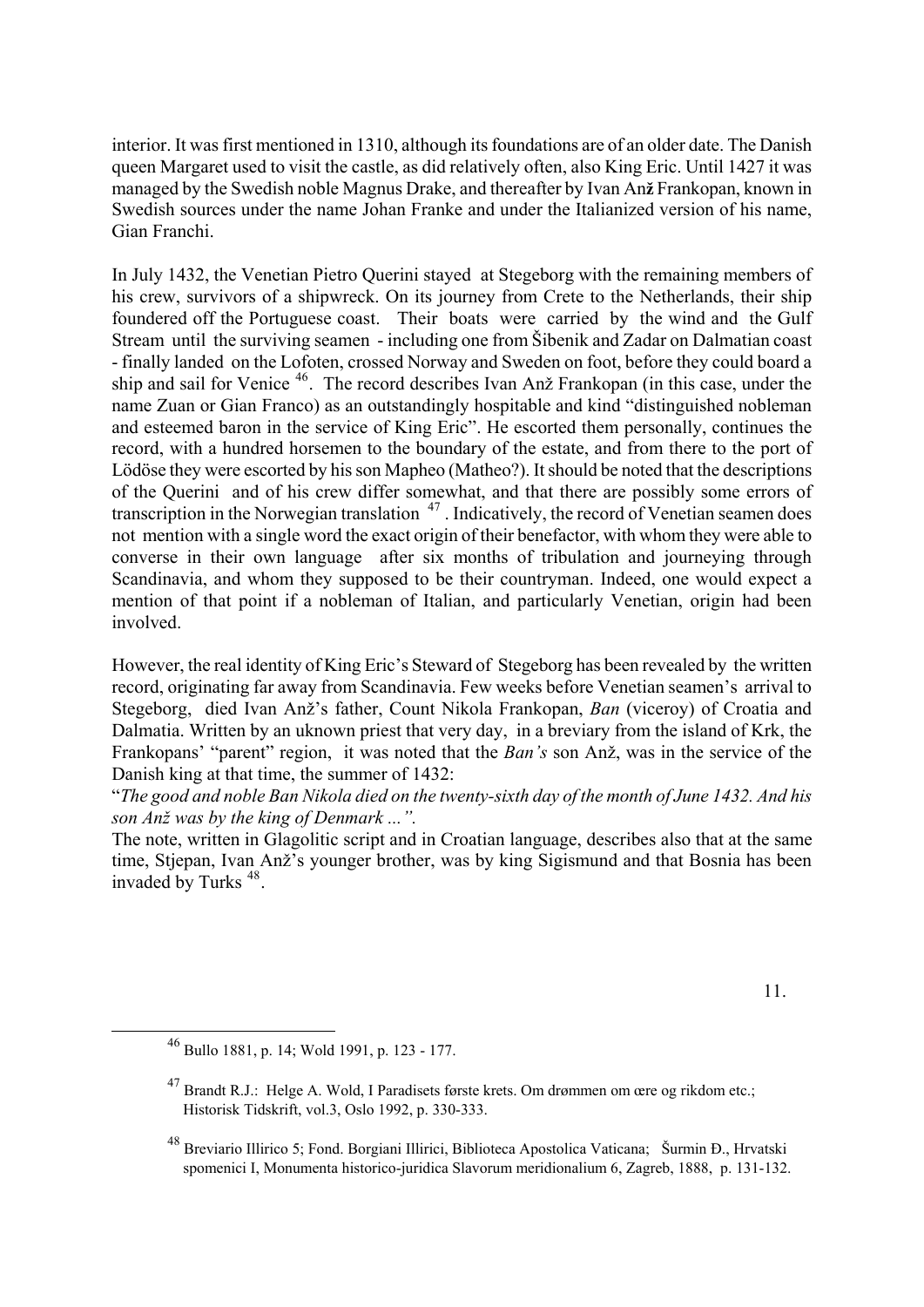interior. It was first mentioned in 1310, although its foundations are of an older date. The Danish queen Margaret used to visit the castle, as did relatively often, also King Eric. Until 1427 it was managed by the Swedish noble Magnus Drake, and thereafter by Ivan Anž Frankopan, known in Swedish sources under the name Johan Franke and under the Italianized version of his name, Gian Franchi.

In July 1432, the Venetian Pietro Querini stayed at Stegeborg with the remaining members of his crew, survivors of a shipwreck. On its journey from Crete to the Netherlands, their ship foundered off the Portuguese coast. Their boats were carried by the wind and the Gulf Stream until the surviving seamen - including one from Šibenik and Zadar on Dalmatian coast - finally landed on the Lofoten, crossed Norway and Sweden on foot, before they could board a ship and sail for Venice [46]. The record describes Ivan Anž Frankopan (in this case, under the name Zuan or Gian Franco) as an outstandingly hospitable and kind "distinguished nobleman and esteemed baron in the service of King Eric". He escorted them personally, continues the record, with a hundred horsemen to the boundary of the estate, and from there to the port of Lödöse they were escorted by his son Mapheo (Matheo?). It should be noted that the descriptions of the Querini and of his crew differ somewhat, and that there are possibly some errors of transcription in the Norwegian translation [47]. Indicatively, the record of Venetian seamen does not mention with a single word the exact origin of their benefactor, with whom they were able to converse in their own language after six months of tribulation and journeying through Scandinavia, and whom they supposed to be their countryman. Indeed, one would expect a mention of that point if a nobleman of Italian, and particularly Venetian, origin had been involved.

However, the real identity of King Eric's Steward of Stegeborg has been revealed by the written record, originating far away from Scandinavia. Few weeks before Venetian seamen's arrival to Stegeborg, died Ivan Anž's father, Count Nikola Frankopan, *Ban* (viceroy) of Croatia and Dalmatia. Written by an uknown priest that very day, in a breviary from the island of Krk, the Frankopans' "parent" region, it was noted that the *Ban's* son Anž, was in the service of the Danish king at that time, the summer of 1432:

"*The good and noble Ban Nikola died on the twenty-sixth day of the month of June 1432. And his son Anž was by the king of Denmark ...".*

The note, written in Glagolitic script and in Croatian language, describes also that at the same time, Stjepan, Ivan Anž's younger brother, was by king Sigismund and that Bosnia has been invaded by Turks [48].

---

[46] Bullo 1881, p. 14; Wold 1991, p. 123 - 177.

[47] Brandt R.J.: Helge A. Wold, I Paradisets første krets. Om drømmen om ære og rikdom etc.; Historisk Tidskrift, vol.3, Oslo 1992, p. 330-333.

[48] Breviario Illirico 5; Fond. Borgiani Illirici, Biblioteca Apostolica Vaticana; Šurmin Đ., Hrvatski spomenici I, Monumenta historico-juridica Slavorum meridionalium 6, Zagreb, 1888, p. 131-132.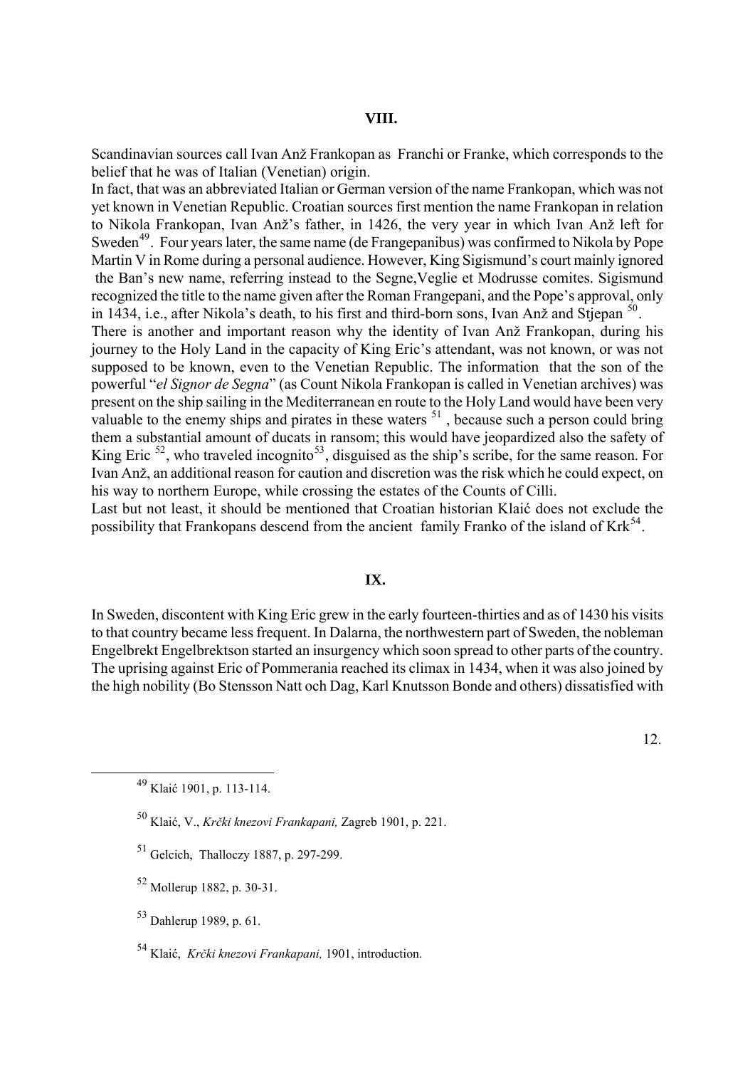## VIII.

Scandinavian sources call Ivan Anž Frankopan as Franchi or Franke, which corresponds to the belief that he was of Italian (Venetian) origin.

In fact, that was an abbreviated Italian or German version of the name Frankopan, which was not yet known in Venetian Republic. Croatian sources first mention the name Frankopan in relation to Nikola Frankopan, Ivan Anž's father, in 1426, the very year in which Ivan Anž left for Sweden[49]. Four years later, the same name (de Frangepanibus) was confirmed to Nikola by Pope Martin V in Rome during a personal audience. However, King Sigismund's court mainly ignored the Ban's new name, referring instead to the Segne,Veglie et Modrusse comites. Sigismund recognized the title to the name given after the Roman Frangepani, and the Pope's approval, only in 1434, i.e., after Nikola's death, to his first and third-born sons, Ivan Anž and Stjepan [50].

There is another and important reason why the identity of Ivan Anž Frankopan, during his journey to the Holy Land in the capacity of King Eric's attendant, was not known, or was not supposed to be known, even to the Venetian Republic. The information that the son of the powerful "*el Signor de Segna*" (as Count Nikola Frankopan is called in Venetian archives) was present on the ship sailing in the Mediterranean en route to the Holy Land would have been very valuable to the enemy ships and pirates in these waters [51], because such a person could bring them a substantial amount of ducats in ransom; this would have jeopardized also the safety of King Eric [52], who traveled incognito[53], disguised as the ship's scribe, for the same reason. For Ivan Anž, an additional reason for caution and discretion was the risk which he could expect, on his way to northern Europe, while crossing the estates of the Counts of Cilli.

Last but not least, it should be mentioned that Croatian historian Klaić does not exclude the possibility that Frankopans descend from the ancient family Franko of the island of Krk[54].

## IX.

In Sweden, discontent with King Eric grew in the early fourteen-thirties and as of 1430 his visits to that country became less frequent. In Dalarna, the northwestern part of Sweden, the nobleman Engelbrekt Engelbrektson started an insurgency which soon spread to other parts of the country. The uprising against Eric of Pommerania reached its climax in 1434, when it was also joined by the high nobility (Bo Stensson Natt och Dag, Karl Knutsson Bonde and others) dissatisfied with

---

[49] Klaić 1901, p. 113-114.

[50] Klaić, V., *Krčki knezovi Frankapani,* Zagreb 1901, p. 221.

[51] Gelcich, Thalloczy 1887, p. 297-299.

[52] Mollerup 1882, p. 30-31.

[53] Dahlerup 1989, p. 61.

[54] Klaić, *Krčki knezovi Frankapani,* 1901, introduction.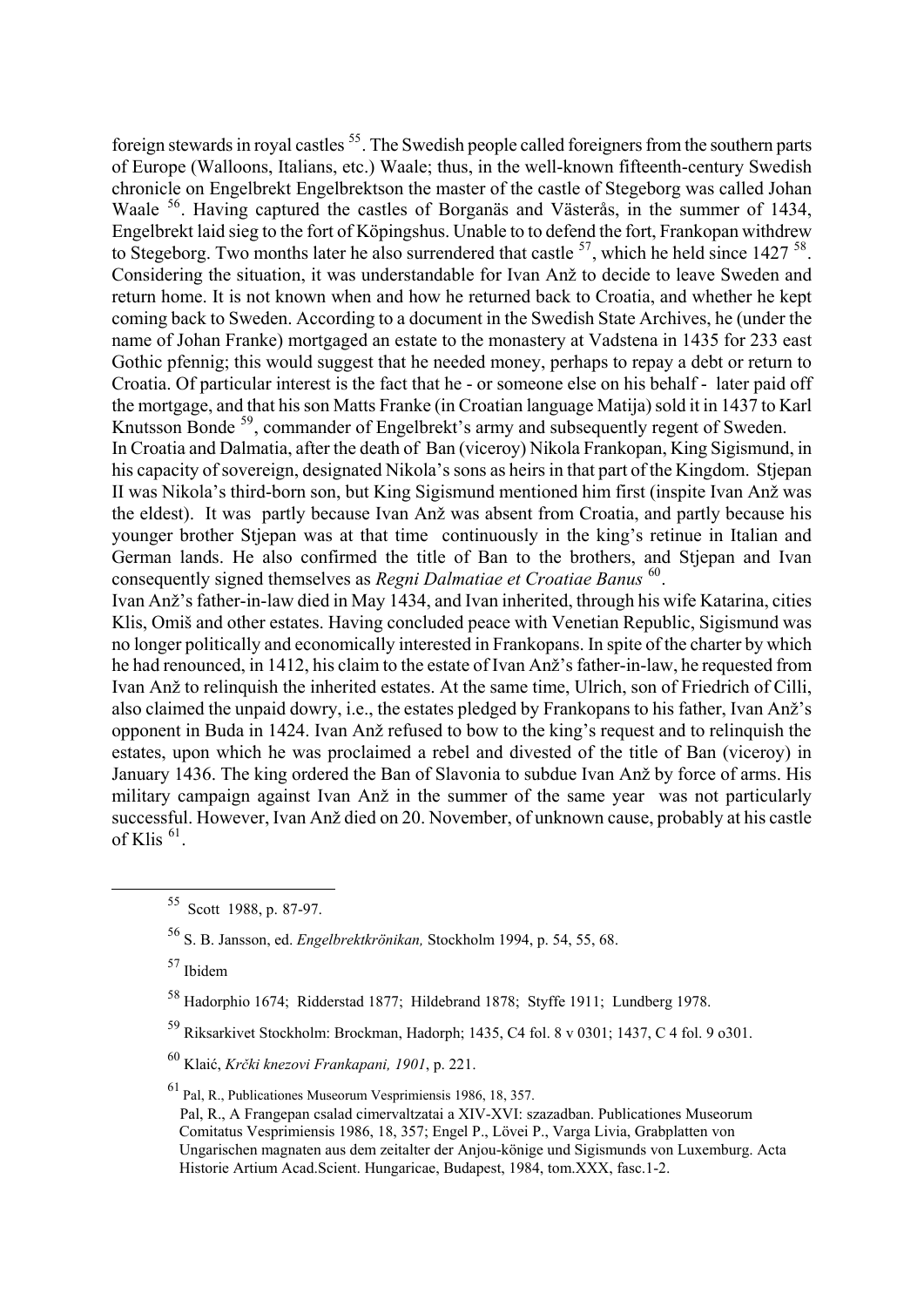foreign stewards in royal castles [55]. The Swedish people called foreigners from the southern parts of Europe (Walloons, Italians, etc.) Waale; thus, in the well-known fifteenth-century Swedish chronicle on Engelbrekt Engelbrektson the master of the castle of Stegeborg was called Johan Waale [56]. Having captured the castles of Borganäs and Västerås, in the summer of 1434, Engelbrekt laid sieg to the fort of Köpingshus. Unable to to defend the fort, Frankopan withdrew to Stegeborg. Two months later he also surrendered that castle [57], which he held since 1427 [58]. Considering the situation, it was understandable for Ivan Anž to decide to leave Sweden and return home. It is not known when and how he returned back to Croatia, and whether he kept coming back to Sweden. According to a document in the Swedish State Archives, he (under the name of Johan Franke) mortgaged an estate to the monastery at Vadstena in 1435 for 233 east Gothic pfennig; this would suggest that he needed money, perhaps to repay a debt or return to Croatia. Of particular interest is the fact that he - or someone else on his behalf - later paid off the mortgage, and that his son Matts Franke (in Croatian language Matija) sold it in 1437 to Karl Knutsson Bonde [59], commander of Engelbrekt's army and subsequently regent of Sweden.

In Croatia and Dalmatia, after the death of Ban (viceroy) Nikola Frankopan, King Sigismund, in his capacity of sovereign, designated Nikola's sons as heirs in that part of the Kingdom. Stjepan II was Nikola's third-born son, but King Sigismund mentioned him first (inspite Ivan Anž was the eldest). It was partly because Ivan Anž was absent from Croatia, and partly because his younger brother Stjepan was at that time continuously in the king's retinue in Italian and German lands. He also confirmed the title of Ban to the brothers, and Stjepan and Ivan consequently signed themselves as *Regni Dalmatiae et Croatiae Banus* [60].

Ivan Anž's father-in-law died in May 1434, and Ivan inherited, through his wife Katarina, cities Klis, Omiš and other estates. Having concluded peace with Venetian Republic, Sigismund was no longer politically and economically interested in Frankopans. In spite of the charter by which he had renounced, in 1412, his claim to the estate of Ivan Anž's father-in-law, he requested from Ivan Anž to relinquish the inherited estates. At the same time, Ulrich, son of Friedrich of Cilli, also claimed the unpaid dowry, i.e., the estates pledged by Frankopans to his father, Ivan Anž's opponent in Buda in 1424. Ivan Anž refused to bow to the king's request and to relinquish the estates, upon which he was proclaimed a rebel and divested of the title of Ban (viceroy) in January 1436. The king ordered the Ban of Slavonia to subdue Ivan Anž by force of arms. His military campaign against Ivan Anž in the summer of the same year was not particularly successful. However, Ivan Anž died on 20. November, of unknown cause, probably at his castle of Klis [61].

---

[55] Scott 1988, p. 87-97.

[56] S. B. Jansson, ed. *Engelbrektkrönikan,* Stockholm 1994, p. 54, 55, 68.

[57] Ibidem

[58] Hadorphio 1674; Ridderstad 1877; Hildebrand 1878; Styffe 1911; Lundberg 1978.

[59] Riksarkivet Stockholm: Brockman, Hadorph; 1435, C4 fol. 8 v 0301; 1437, C 4 fol. 9 o301.

[60] Klaić, *Krčki knezovi Frankapani, 1901*, p. 221.

[61] Pal, R., Publicationes Museorum Vesprimiensis 1986, 18, 357.
Pal, R., A Frangepan csalad cimervaltzatai a XIV-XVI: szazadban. Publicationes Museorum Comitatus Vesprimiensis 1986, 18, 357; Engel P., Lövei P., Varga Livia, Grabplatten von Ungarischen magnaten aus dem zeitalter der Anjou-könige und Sigismunds von Luxemburg. Acta Historie Artium Acad.Scient. Hungaricae, Budapest, 1984, tom.XXX, fasc.1-2.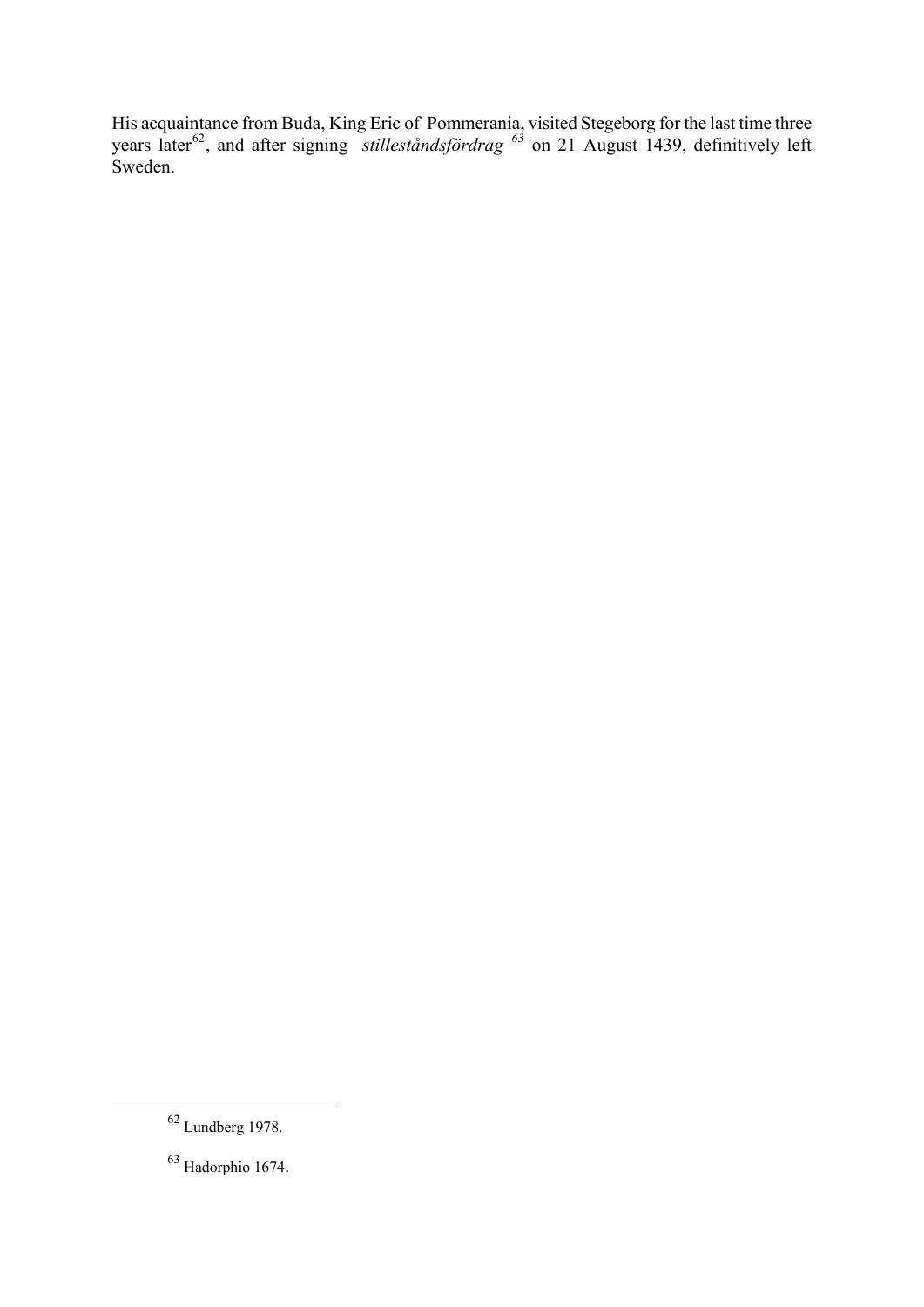His acquaintance from Buda, King Eric of Pommerania, visited Stegeborg for the last time three years later[62], and after signing *stilleståndsfördrag*[63] on 21 August 1439, definitively left Sweden.

---

[62] Lundberg 1978.

[63] Hadorphio 1674.